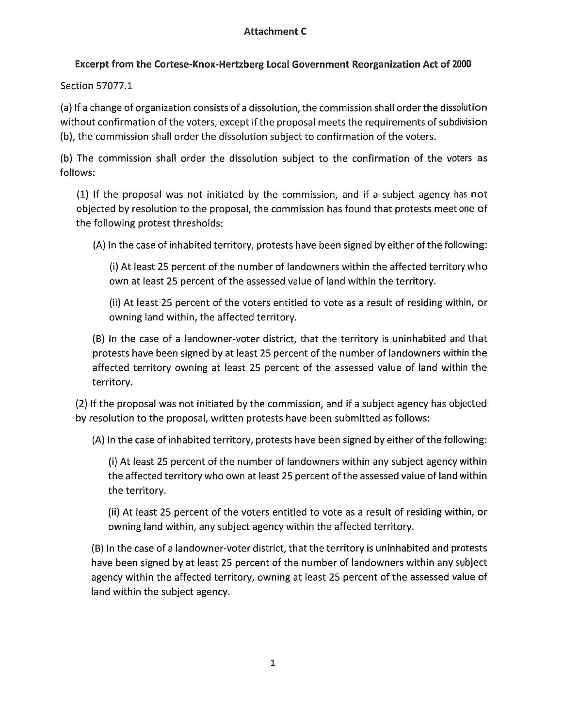**Attachment C**

**Excerpt from the Cortese-Knox-Hertzberg Local Government Reorganization Act of 2000**

Section 57077.1

(a) If a change of organization consists of a dissolution, the commission shall order the dissolution without confirmation of the voters, except if the proposal meets the requirements of subdivision (b), the commission shall order the dissolution subject to confirmation of the voters.

(b) The commission shall order the dissolution subject to the confirmation of the voters as follows:

(1) If the proposal was not initiated by the commission, and if a subject agency has not objected by resolution to the proposal, the commission has found that protests meet one of the following protest thresholds:

(A) In the case of inhabited territory, protests have been signed by either of the following:

(i) At least 25 percent of the number of landowners within the affected territory who own at least 25 percent of the assessed value of land within the territory.

(ii) At least 25 percent of the voters entitled to vote as a result of residing within, or owning land within, the affected territory.

(B) In the case of a landowner-voter district, that the territory is uninhabited and that protests have been signed by at least 25 percent of the number of landowners within the affected territory owning at least 25 percent of the assessed value of land within the territory.

(2) If the proposal was not initiated by the commission, and if a subject agency has objected by resolution to the proposal, written protests have been submitted as follows:

(A) In the case of inhabited territory, protests have been signed by either of the following:

(i) At least 25 percent of the number of landowners within any subject agency within the affected territory who own at least 25 percent of the assessed value of land within the territory.

(ii) At least 25 percent of the voters entitled to vote as a result of residing within, or owning land within, any subject agency within the affected territory.

(B) In the case of a landowner-voter district, that the territory is uninhabited and protests have been signed by at least 25 percent of the number of landowners within any subject agency within the affected territory, owning at least 25 percent of the assessed value of land within the subject agency.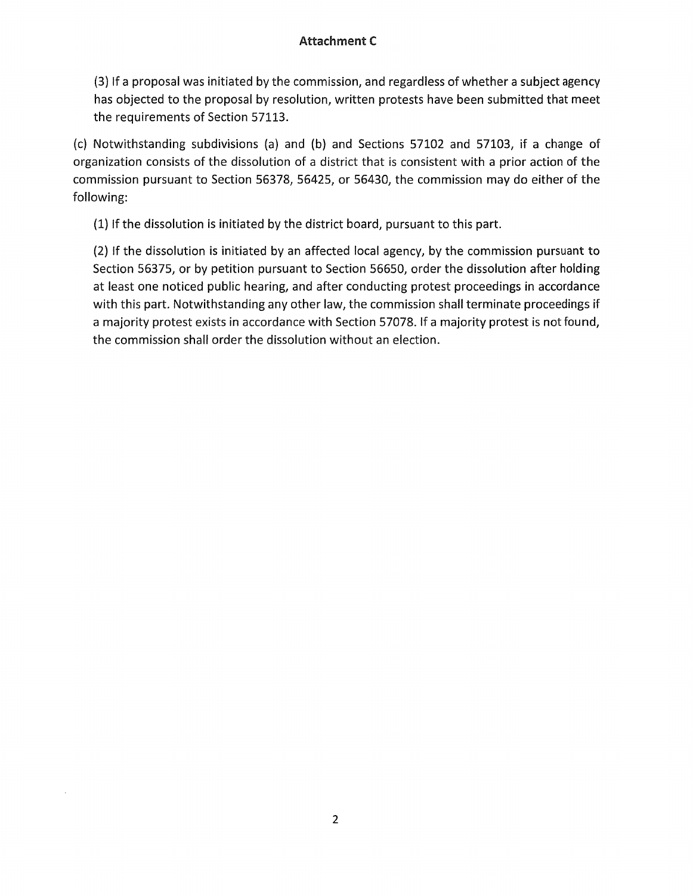**Attachment C**

(3) If a proposal was initiated by the commission, and regardless of whether a subject agency has objected to the proposal by resolution, written protests have been submitted that meet the requirements of Section 57113.

(c) Notwithstanding subdivisions (a) and (b) and Sections 57102 and 57103, if a change of organization consists of the dissolution of a district that is consistent with a prior action of the commission pursuant to Section 56378, 56425, or 56430, the commission may do either of the following:

(1) If the dissolution is initiated by the district board, pursuant to this part.

(2) If the dissolution is initiated by an affected local agency, by the commission pursuant to Section 56375, or by petition pursuant to Section 56650, order the dissolution after holding at least one noticed public hearing, and after conducting protest proceedings in accordance with this part. Notwithstanding any other law, the commission shall terminate proceedings if a majority protest exists in accordance with Section 57078. If a majority protest is not found, the commission shall order the dissolution without an election.